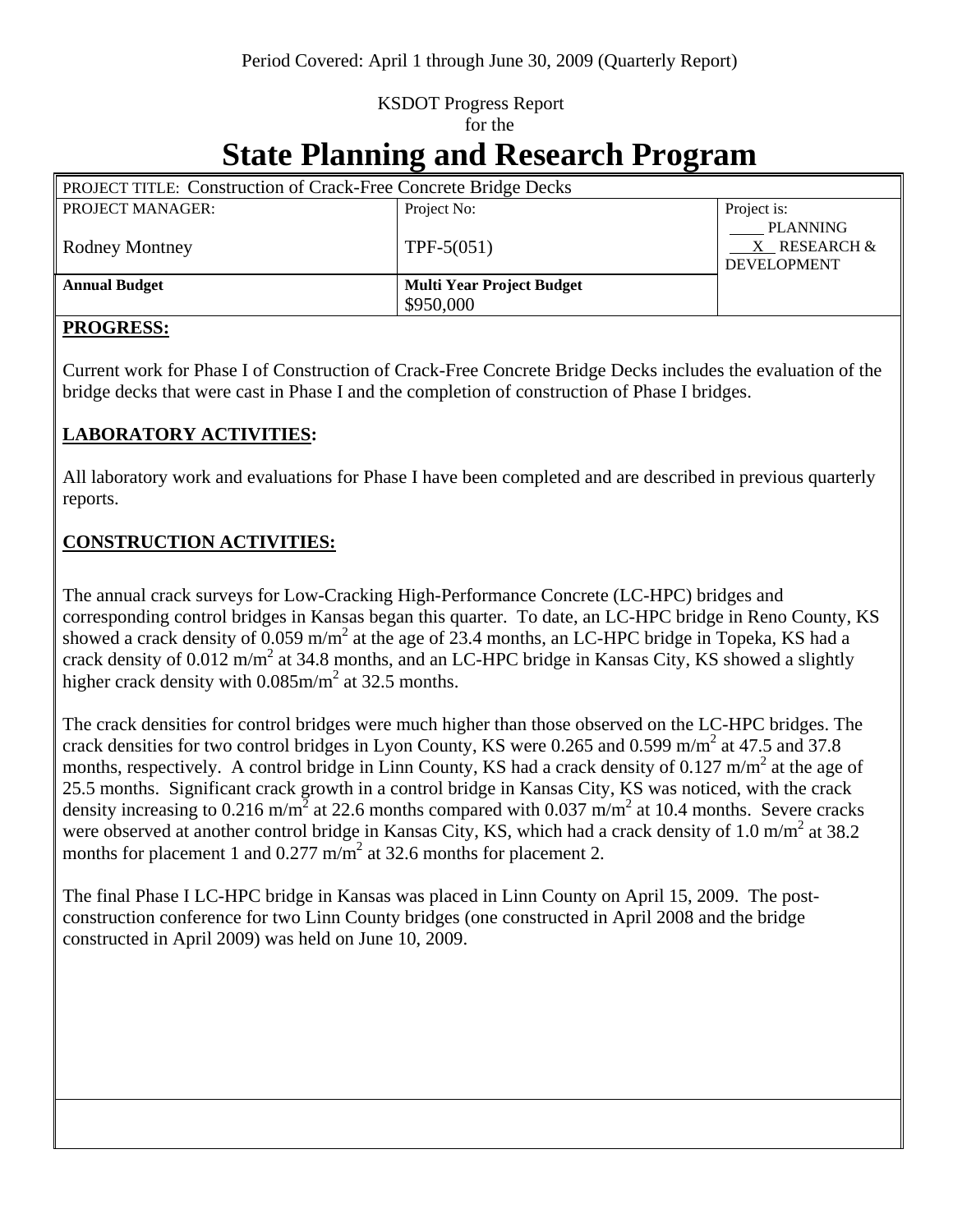Period Covered: April 1 through June 30, 2009 (Quarterly Report)

KSDOT Progress Report
for the

# State Planning and Research Program

| PROJECT TITLE: Construction of Crack-Free Concrete Bridge Decks | | |
|---|---|---|
| PROJECT MANAGER: Rodney Montney | Project No: TPF-5(051) | Project is: ____ PLANNING __X__ RESEARCH & DEVELOPMENT |
| **Annual Budget** | **Multi Year Project Budget** $950,000 | |

**PROGRESS:**

Current work for Phase I of Construction of Crack-Free Concrete Bridge Decks includes the evaluation of the bridge decks that were cast in Phase I and the completion of construction of Phase I bridges.

**LABORATORY ACTIVITIES:**

All laboratory work and evaluations for Phase I have been completed and are described in previous quarterly reports.

**CONSTRUCTION ACTIVITIES:**

The annual crack surveys for Low-Cracking High-Performance Concrete (LC-HPC) bridges and corresponding control bridges in Kansas began this quarter. To date, an LC-HPC bridge in Reno County, KS showed a crack density of 0.059 $m/m^2$ at the age of 23.4 months, an LC-HPC bridge in Topeka, KS had a crack density of 0.012 $m/m^2$ at 34.8 months, and an LC-HPC bridge in Kansas City, KS showed a slightly higher crack density with 0.085$m/m^2$ at 32.5 months.

The crack densities for control bridges were much higher than those observed on the LC-HPC bridges. The crack densities for two control bridges in Lyon County, KS were 0.265 and 0.599 $m/m^2$ at 47.5 and 37.8 months, respectively. A control bridge in Linn County, KS had a crack density of 0.127 $m/m^2$ at the age of 25.5 months. Significant crack growth in a control bridge in Kansas City, KS was noticed, with the crack density increasing to 0.216 $m/m^2$ at 22.6 months compared with 0.037 $m/m^2$ at 10.4 months. Severe cracks were observed at another control bridge in Kansas City, KS, which had a crack density of 1.0 $m/m^2$ at 38.2 months for placement 1 and 0.277 $m/m^2$ at 32.6 months for placement 2.

The final Phase I LC-HPC bridge in Kansas was placed in Linn County on April 15, 2009. The post-construction conference for two Linn County bridges (one constructed in April 2008 and the bridge constructed in April 2009) was held on June 10, 2009.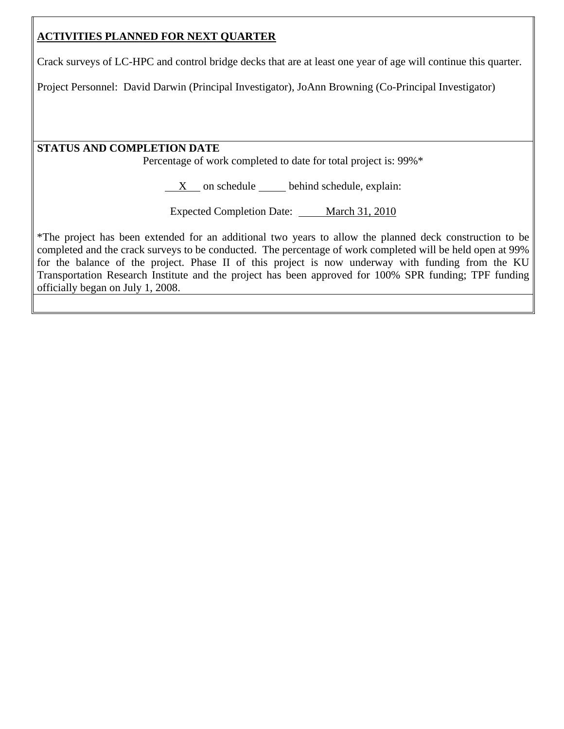**ACTIVITIES PLANNED FOR NEXT QUARTER**

Crack surveys of LC-HPC and control bridge decks that are at least one year of age will continue this quarter.

Project Personnel: David Darwin (Principal Investigator), JoAnn Browning (Co-Principal Investigator)

**STATUS AND COMPLETION DATE**

Percentage of work completed to date for total project is: 99%*

X on schedule ____ behind schedule, explain:

Expected Completion Date: March 31, 2010

*The project has been extended for an additional two years to allow the planned deck construction to be completed and the crack surveys to be conducted. The percentage of work completed will be held open at 99% for the balance of the project. Phase II of this project is now underway with funding from the KU Transportation Research Institute and the project has been approved for 100% SPR funding; TPF funding officially began on July 1, 2008.